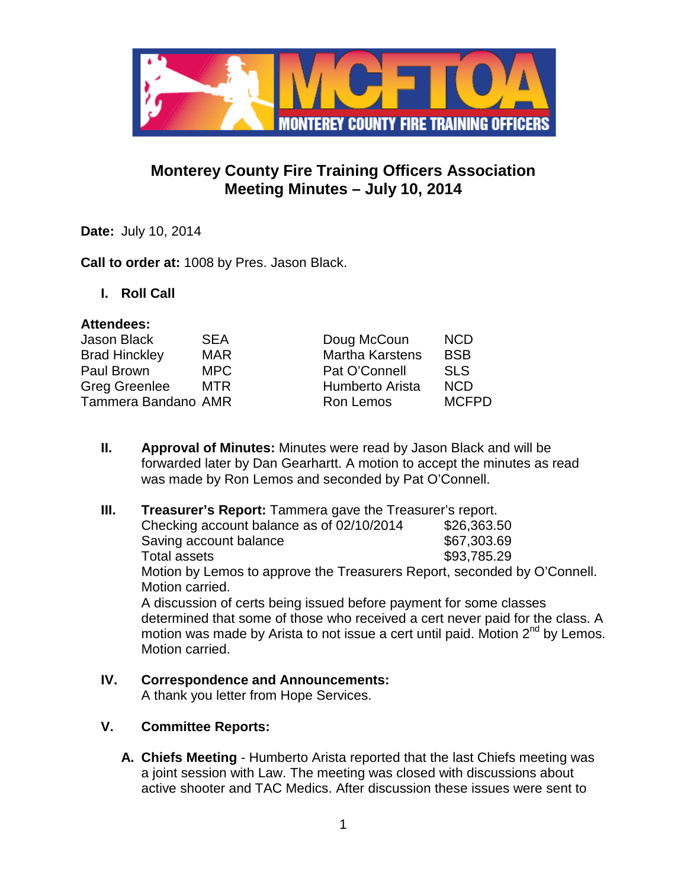# Monterey County Fire Training Officers Association
## Meeting Minutes – July 10, 2014

**Date:** July 10, 2014

**Call to order at:** 1008 by Pres. Jason Black.

### I. Roll Call

**Attendees:**

| | | | |
|---|---|---|---|
| Jason Black | SEA | Doug McCoun | NCD |
| Brad Hinckley | MAR | Martha Karstens | BSB |
| Paul Brown | MPC | Pat O'Connell | SLS |
| Greg Greenlee | MTR | Humberto Arista | NCD |
| Tammera Bandano | AMR | Ron Lemos | MCFPD |

### II. Approval of Minutes:

Minutes were read by Jason Black and will be forwarded later by Dan Gearhartt. A motion to accept the minutes as read was made by Ron Lemos and seconded by Pat O'Connell.

### III. Treasurer's Report:

Tammera gave the Treasurer's report.

| | |
|---|---|
| Checking account balance as of 02/10/2014 | $26,363.50 |
| Saving account balance | $67,303.69 |
| Total assets | $93,785.29 |

Motion by Lemos to approve the Treasurers Report, seconded by O'Connell. Motion carried.

A discussion of certs being issued before payment for some classes determined that some of those who received a cert never paid for the class. A motion was made by Arista to not issue a cert until paid. Motion 2nd by Lemos. Motion carried.

### IV. Correspondence and Announcements:

A thank you letter from Hope Services.

### V. Committee Reports:

**A. Chiefs Meeting** - Humberto Arista reported that the last Chiefs meeting was a joint session with Law. The meeting was closed with discussions about active shooter and TAC Medics. After discussion these issues were sent to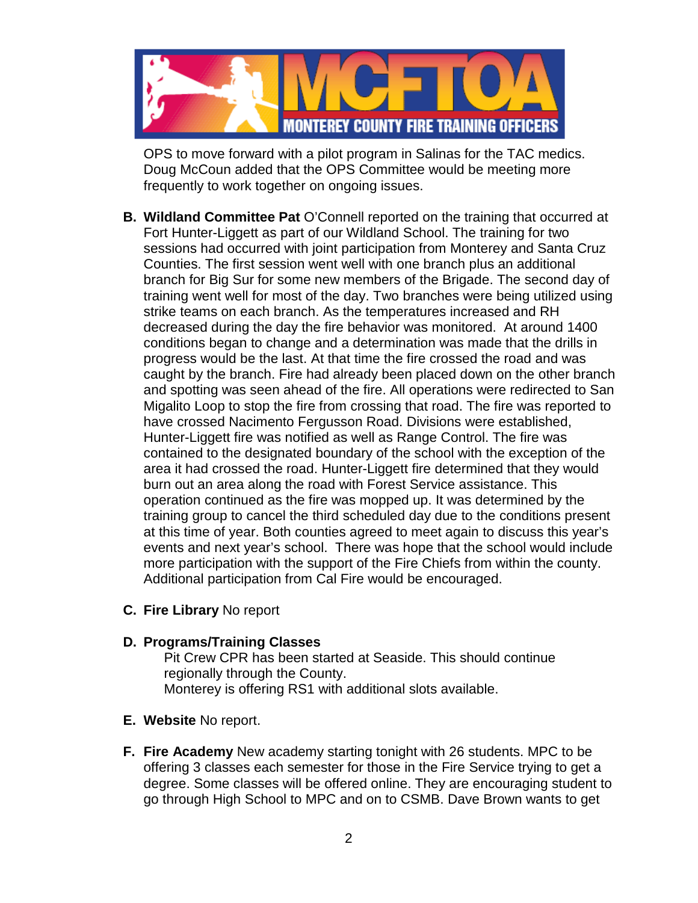OPS to move forward with a pilot program in Salinas for the TAC medics. Doug McCoun added that the OPS Committee would be meeting more frequently to work together on ongoing issues.

**B. Wildland Committee Pat** O'Connell reported on the training that occurred at Fort Hunter-Liggett as part of our Wildland School. The training for two sessions had occurred with joint participation from Monterey and Santa Cruz Counties. The first session went well with one branch plus an additional branch for Big Sur for some new members of the Brigade. The second day of training went well for most of the day. Two branches were being utilized using strike teams on each branch. As the temperatures increased and RH decreased during the day the fire behavior was monitored. At around 1400 conditions began to change and a determination was made that the drills in progress would be the last. At that time the fire crossed the road and was caught by the branch. Fire had already been placed down on the other branch and spotting was seen ahead of the fire. All operations were redirected to San Migalito Loop to stop the fire from crossing that road. The fire was reported to have crossed Nacimento Fergusson Road. Divisions were established, Hunter-Liggett fire was notified as well as Range Control. The fire was contained to the designated boundary of the school with the exception of the area it had crossed the road. Hunter-Liggett fire determined that they would burn out an area along the road with Forest Service assistance. This operation continued as the fire was mopped up. It was determined by the training group to cancel the third scheduled day due to the conditions present at this time of year. Both counties agreed to meet again to discuss this year's events and next year's school. There was hope that the school would include more participation with the support of the Fire Chiefs from within the county. Additional participation from Cal Fire would be encouraged.

**C. Fire Library** No report

**D. Programs/Training Classes**
Pit Crew CPR has been started at Seaside. This should continue regionally through the County.
Monterey is offering RS1 with additional slots available.

**E. Website** No report.

**F. Fire Academy** New academy starting tonight with 26 students. MPC to be offering 3 classes each semester for those in the Fire Service trying to get a degree. Some classes will be offered online. They are encouraging student to go through High School to MPC and on to CSMB. Dave Brown wants to get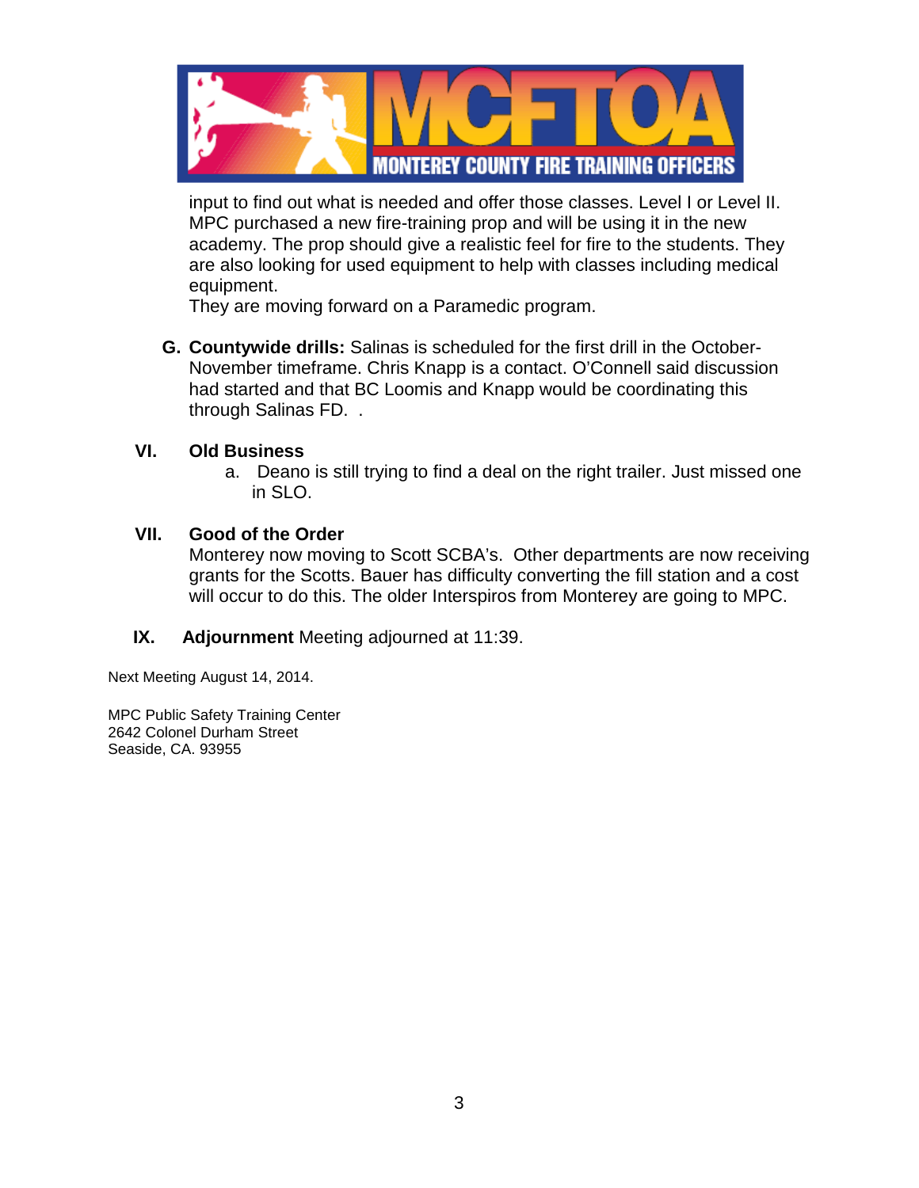input to find out what is needed and offer those classes. Level I or Level II. MPC purchased a new fire-training prop and will be using it in the new academy. The prop should give a realistic feel for fire to the students. They are also looking for used equipment to help with classes including medical equipment.
They are moving forward on a Paramedic program.

**G. Countywide drills:** Salinas is scheduled for the first drill in the October-November timeframe. Chris Knapp is a contact. O'Connell said discussion had started and that BC Loomis and Knapp would be coordinating this through Salinas FD. .

## VI. Old Business

a. Deano is still trying to find a deal on the right trailer. Just missed one in SLO.

## VII. Good of the Order

Monterey now moving to Scott SCBA's. Other departments are now receiving grants for the Scotts. Bauer has difficulty converting the fill station and a cost will occur to do this. The older Interspiros from Monterey are going to MPC.

## IX. Adjournment

Meeting adjourned at 11:39.

Next Meeting August 14, 2014.

MPC Public Safety Training Center
2642 Colonel Durham Street
Seaside, CA. 93955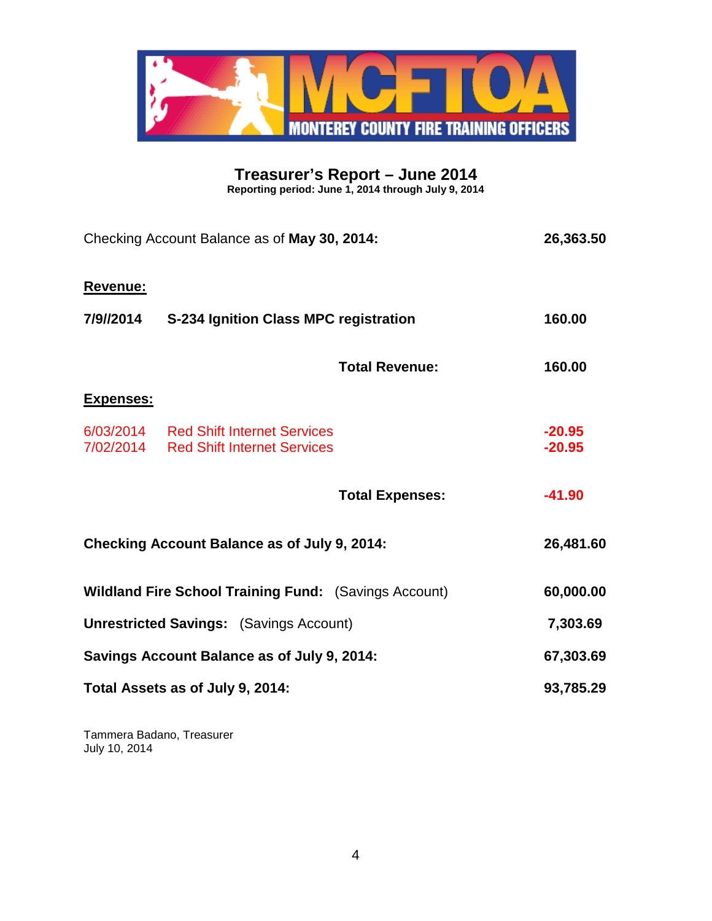MCFTOA
MONTEREY COUNTY FIRE TRAINING OFFICERS

# Treasurer's Report – June 2014

**Reporting period: June 1, 2014 through July 9, 2014**

| | | |
|---|---|---|
| Checking Account Balance as of **May 30, 2014:** | | **26,363.50** |
| **Revenue:** | | |
| **7/9//2014** | **S-234 Ignition Class MPC registration** | **160.00** |
| | **Total Revenue:** | **160.00** |
| **Expenses:** | | |
| 6/03/2014 | Red Shift Internet Services | **-20.95** |
| 7/02/2014 | Red Shift Internet Services | **-20.95** |
| | **Total Expenses:** | **-41.90** |
| **Checking Account Balance as of July 9, 2014:** | | **26,481.60** |
| **Wildland Fire School Training Fund:** (Savings Account) | | **60,000.00** |
| **Unrestricted Savings:** (Savings Account) | | **7,303.69** |
| **Savings Account Balance as of July 9, 2014:** | | **67,303.69** |
| **Total Assets as of July 9, 2014:** | | **93,785.29** |

Tammera Badano, Treasurer
July 10, 2014